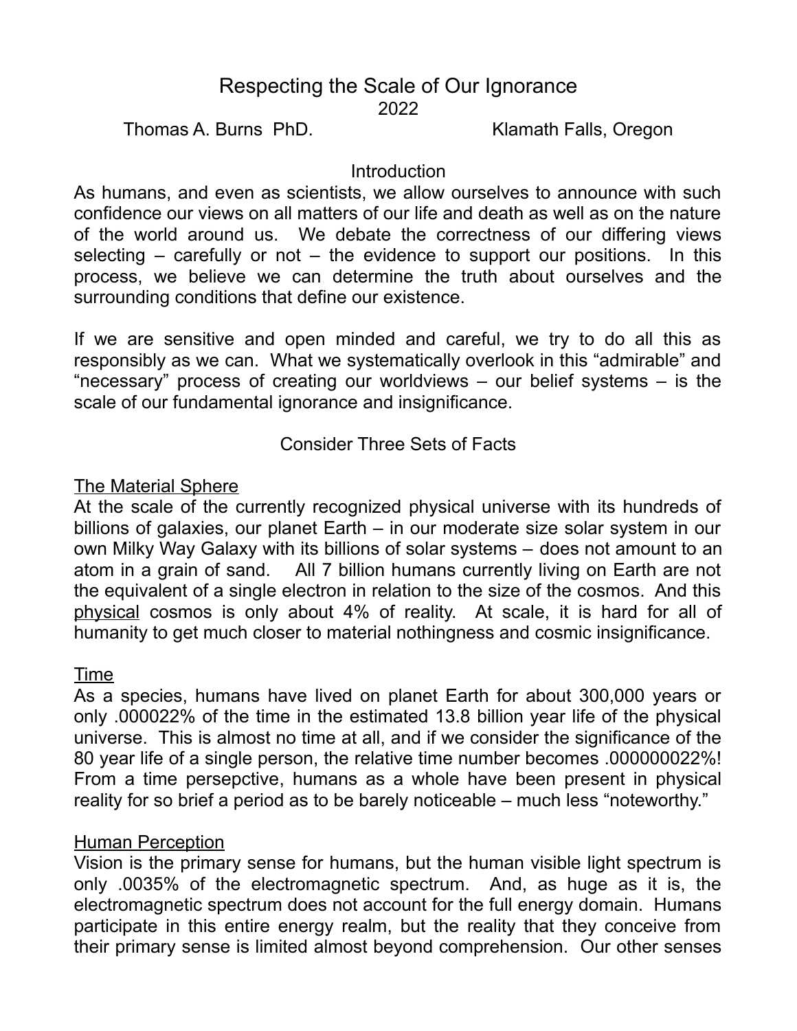# Respecting the Scale of Our Ignorance

2022

Thomas A. Burns PhD. Klamath Falls, Oregon

## Introduction

As humans, and even as scientists, we allow ourselves to announce with such confidence our views on all matters of our life and death as well as on the nature of the world around us. We debate the correctness of our differing views selecting – carefully or not – the evidence to support our positions. In this process, we believe we can determine the truth about ourselves and the surrounding conditions that define our existence.

If we are sensitive and open minded and careful, we try to do all this as responsibly as we can. What we systematically overlook in this "admirable" and "necessary" process of creating our worldviews – our belief systems – is the scale of our fundamental ignorance and insignificance.

## Consider Three Sets of Facts

### The Material Sphere

At the scale of the currently recognized physical universe with its hundreds of billions of galaxies, our planet Earth – in our moderate size solar system in our own Milky Way Galaxy with its billions of solar systems – does not amount to an atom in a grain of sand. All 7 billion humans currently living on Earth are not the equivalent of a single electron in relation to the size of the cosmos. And this physical cosmos is only about 4% of reality. At scale, it is hard for all of humanity to get much closer to material nothingness and cosmic insignificance.

### Time

As a species, humans have lived on planet Earth for about 300,000 years or only .000022% of the time in the estimated 13.8 billion year life of the physical universe. This is almost no time at all, and if we consider the significance of the 80 year life of a single person, the relative time number becomes .000000022%! From a time persepctive, humans as a whole have been present in physical reality for so brief a period as to be barely noticeable – much less "noteworthy."

### Human Perception

Vision is the primary sense for humans, but the human visible light spectrum is only .0035% of the electromagnetic spectrum. And, as huge as it is, the electromagnetic spectrum does not account for the full energy domain. Humans participate in this entire energy realm, but the reality that they conceive from their primary sense is limited almost beyond comprehension. Our other senses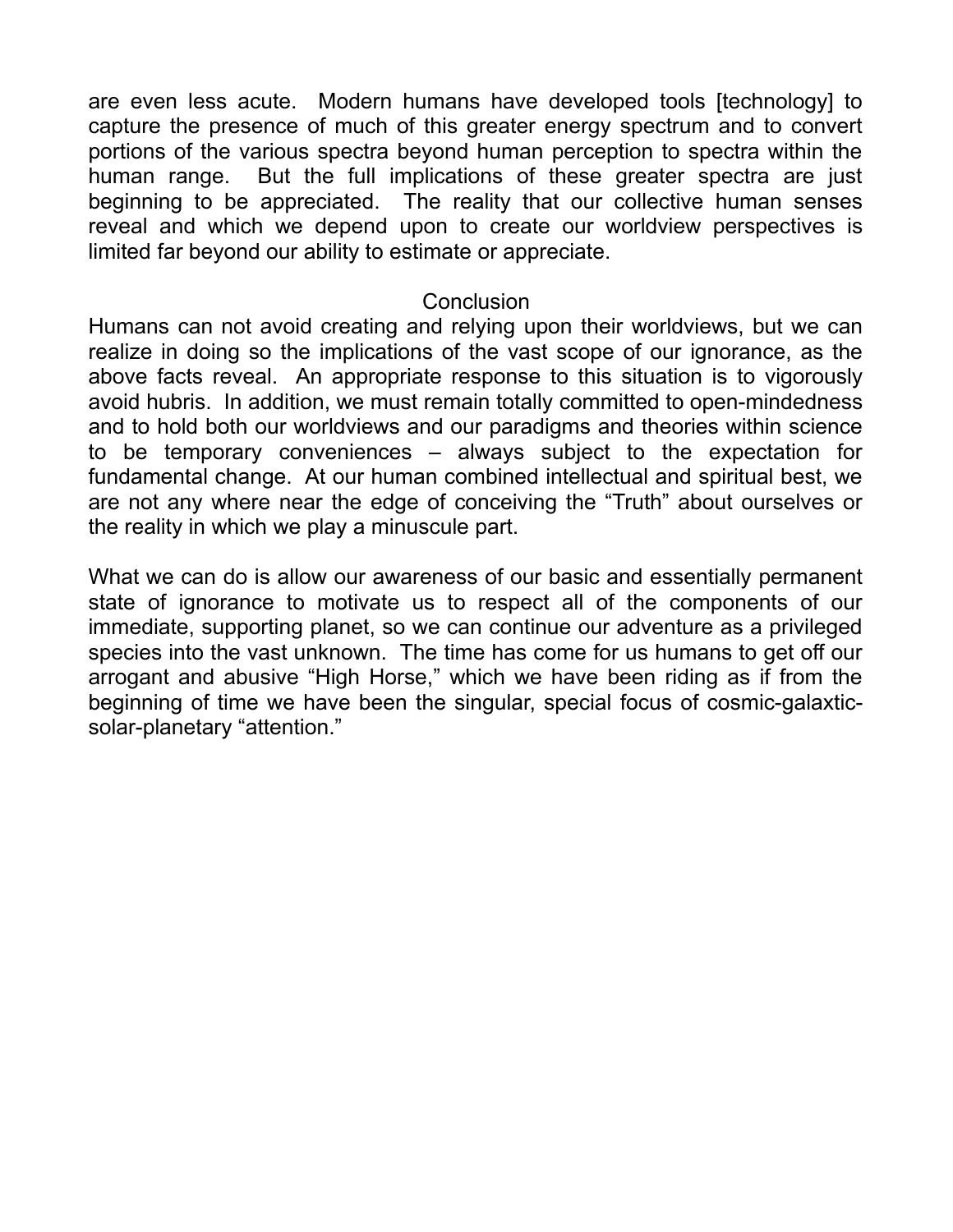are even less acute. Modern humans have developed tools [technology] to capture the presence of much of this greater energy spectrum and to convert portions of the various spectra beyond human perception to spectra within the human range. But the full implications of these greater spectra are just beginning to be appreciated. The reality that our collective human senses reveal and which we depend upon to create our worldview perspectives is limited far beyond our ability to estimate or appreciate.

## Conclusion

Humans can not avoid creating and relying upon their worldviews, but we can realize in doing so the implications of the vast scope of our ignorance, as the above facts reveal. An appropriate response to this situation is to vigorously avoid hubris. In addition, we must remain totally committed to open-mindedness and to hold both our worldviews and our paradigms and theories within science to be temporary conveniences – always subject to the expectation for fundamental change. At our human combined intellectual and spiritual best, we are not any where near the edge of conceiving the "Truth" about ourselves or the reality in which we play a minuscule part.

What we can do is allow our awareness of our basic and essentially permanent state of ignorance to motivate us to respect all of the components of our immediate, supporting planet, so we can continue our adventure as a privileged species into the vast unknown. The time has come for us humans to get off our arrogant and abusive "High Horse," which we have been riding as if from the beginning of time we have been the singular, special focus of cosmic-galaxtic-solar-planetary "attention."